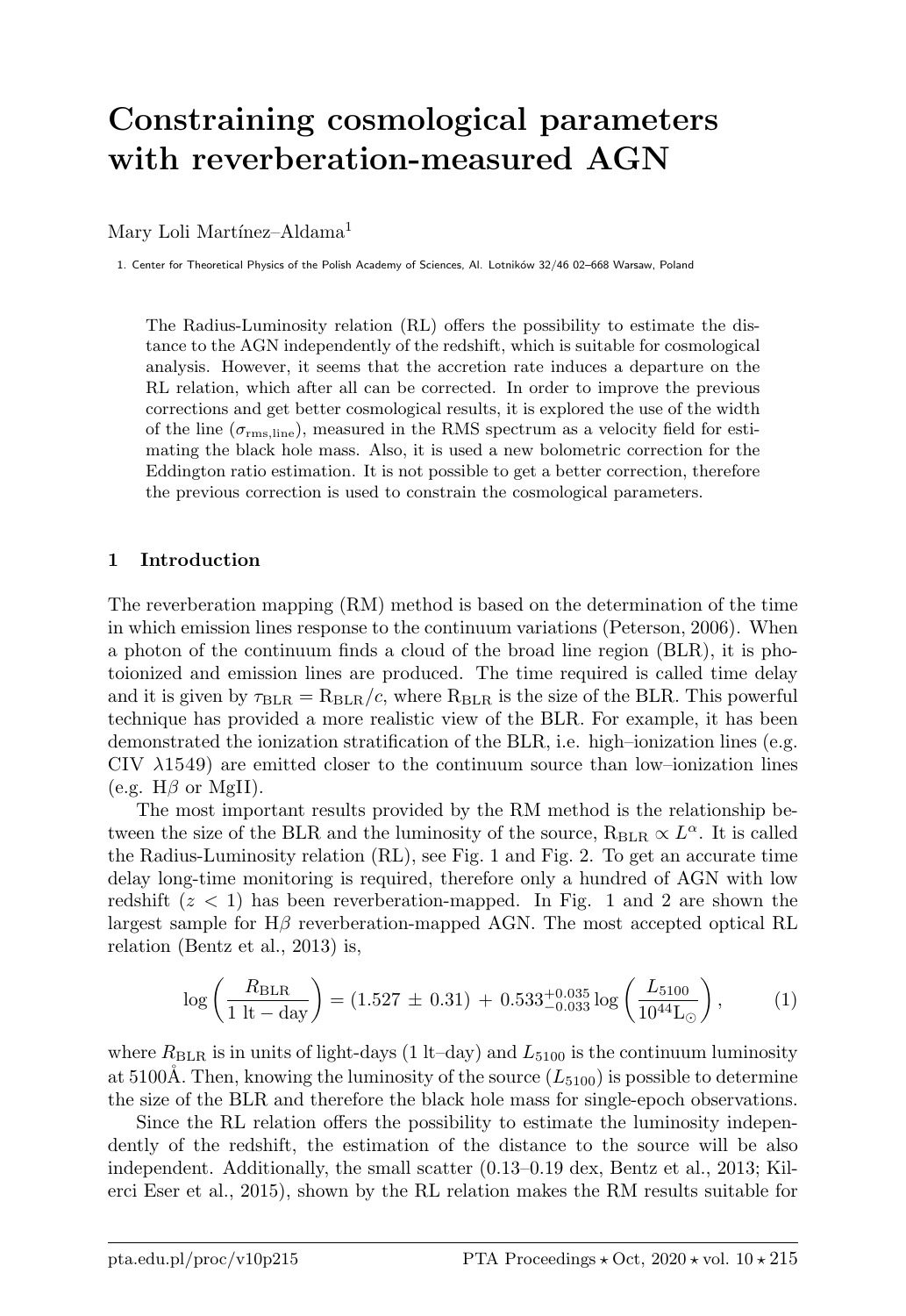# Constraining cosmological parameters with reverberation-measured AGN

Mary Loli Martínez–Aldama[1]

1. Center for Theoretical Physics of the Polish Academy of Sciences, Al. Lotników 32/46 02–668 Warsaw, Poland

The Radius-Luminosity relation (RL) offers the possibility to estimate the distance to the AGN independently of the redshift, which is suitable for cosmological analysis. However, it seems that the accretion rate induces a departure on the RL relation, which after all can be corrected. In order to improve the previous corrections and get better cosmological results, it is explored the use of the width of the line ($\sigma_{\rm rms,line}$), measured in the RMS spectrum as a velocity field for estimating the black hole mass. Also, it is used a new bolometric correction for the Eddington ratio estimation. It is not possible to get a better correction, therefore the previous correction is used to constrain the cosmological parameters.

## 1 Introduction

The reverberation mapping (RM) method is based on the determination of the time in which emission lines response to the continuum variations (Peterson, 2006). When a photon of the continuum finds a cloud of the broad line region (BLR), it is photoionized and emission lines are produced. The time required is called time delay and it is given by $\tau_{\rm BLR} = {\rm R}_{\rm BLR}/c$, where ${\rm R}_{\rm BLR}$ is the size of the BLR. This powerful technique has provided a more realistic view of the BLR. For example, it has been demonstrated the ionization stratification of the BLR, i.e. high–ionization lines (e.g. CIV $\lambda$1549) are emitted closer to the continuum source than low–ionization lines (e.g. H$\beta$ or MgII).

The most important results provided by the RM method is the relationship between the size of the BLR and the luminosity of the source, ${\rm R}_{\rm BLR} \propto L^{\alpha}$. It is called the Radius-Luminosity relation (RL), see Fig. 1 and Fig. 2. To get an accurate time delay long-time monitoring is required, therefore only a hundred of AGN with low redshift ($z < 1$) has been reverberation-mapped. In Fig. 1 and 2 are shown the largest sample for H$\beta$ reverberation-mapped AGN. The most accepted optical RL relation (Bentz et al., 2013) is,

$$\log\left(\frac{R_{\rm BLR}}{1\ {\rm lt-day}}\right) = (1.527\,\pm\,0.31)\,+\,0.533^{+0.035}_{-0.033}\log\left(\frac{L_{5100}}{10^{44}{\rm L}_{\odot}}\right), \tag{1}$$

where $R_{\rm BLR}$ is in units of light-days (1 lt–day) and $L_{5100}$ is the continuum luminosity at 5100Å. Then, knowing the luminosity of the source ($L_{5100}$) is possible to determine the size of the BLR and therefore the black hole mass for single-epoch observations.

Since the RL relation offers the possibility to estimate the luminosity independently of the redshift, the estimation of the distance to the source will be also independent. Additionally, the small scatter (0.13–0.19 dex, Bentz et al., 2013; Kilerci Eser et al., 2015), shown by the RL relation makes the RM results suitable for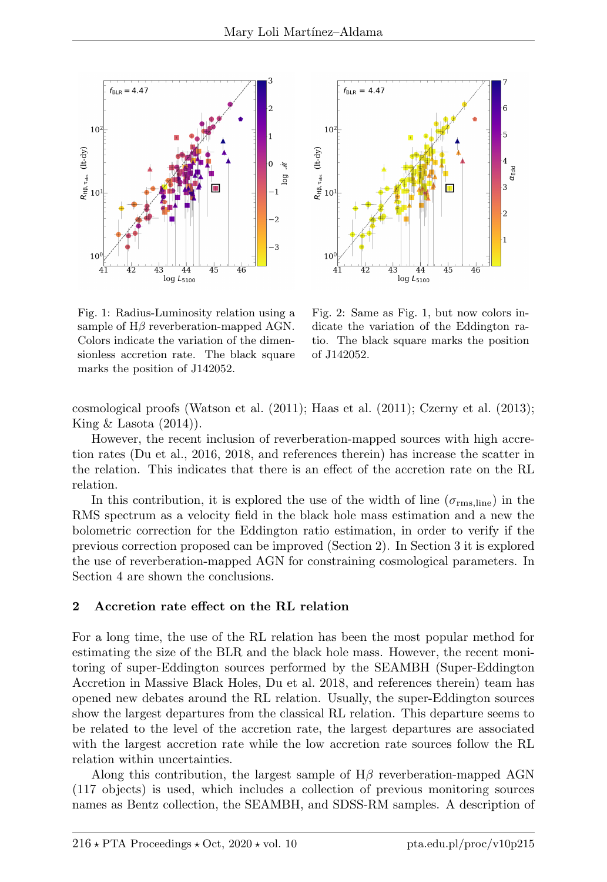Fig. 1: Radius-Luminosity relation using a sample of H$\beta$ reverberation-mapped AGN. Colors indicate the variation of the dimensionless accretion rate. The black square marks the position of J142052.

Fig. 2: Same as Fig. 1, but now colors indicate the variation of the Eddington ratio. The black square marks the position of J142052.

cosmological proofs (Watson et al. (2011); Haas et al. (2011); Czerny et al. (2013); King & Lasota (2014)).

However, the recent inclusion of reverberation-mapped sources with high accretion rates (Du et al., 2016, 2018, and references therein) has increase the scatter in the relation. This indicates that there is an effect of the accretion rate on the RL relation.

In this contribution, it is explored the use of the width of line ($\sigma_{\rm rms,line}$) in the RMS spectrum as a velocity field in the black hole mass estimation and a new the bolometric correction for the Eddington ratio estimation, in order to verify if the previous correction proposed can be improved (Section 2). In Section 3 it is explored the use of reverberation-mapped AGN for constraining cosmological parameters. In Section 4 are shown the conclusions.

## 2 Accretion rate effect on the RL relation

For a long time, the use of the RL relation has been the most popular method for estimating the size of the BLR and the black hole mass. However, the recent monitoring of super-Eddington sources performed by the SEAMBH (Super-Eddington Accretion in Massive Black Holes, Du et al. 2018, and references therein) team has opened new debates around the RL relation. Usually, the super-Eddington sources show the largest departures from the classical RL relation. This departure seems to be related to the level of the accretion rate, the largest departures are associated with the largest accretion rate while the low accretion rate sources follow the RL relation within uncertainties.

Along this contribution, the largest sample of H$\beta$ reverberation-mapped AGN (117 objects) is used, which includes a collection of previous monitoring sources names as Bentz collection, the SEAMBH, and SDSS-RM samples. A description of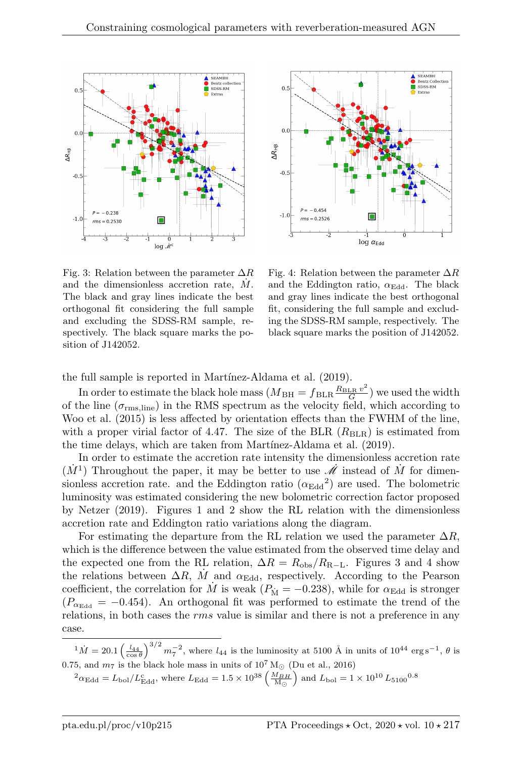Fig. 3: Relation between the parameter $\Delta R$ and the dimensionless accretion rate, $\dot{M}$. The black and gray lines indicate the best orthogonal fit considering the full sample and excluding the SDSS-RM sample, respectively. The black square marks the position of J142052.

Fig. 4: Relation between the parameter $\Delta R$ and the Eddington ratio, $\alpha_{\rm Edd}$. The black and gray lines indicate the best orthogonal fit, considering the full sample and excluding the SDSS-RM sample, respectively. The black square marks the position of J142052.

the full sample is reported in Martínez-Aldama et al. (2019).

In order to estimate the black hole mass ($M_{\rm BH} = f_{\rm BLR} \frac{R_{\rm BLR}\, v^2}{G}$) we used the width of the line ($\sigma_{\rm rms,line}$) in the RMS spectrum as the velocity field, which according to Woo et al. (2015) is less affected by orientation effects than the FWHM of the line, with a proper virial factor of 4.47. The size of the BLR ($R_{\rm BLR}$) is estimated from the time delays, which are taken from Martínez-Aldama et al. (2019).

In order to estimate the accretion rate intensity the dimensionless accretion rate ($\dot{M}^1$) Throughout the paper, it may be better to use $\dot{\mathscr{M}}$ instead of $\dot{M}$ for dimensionless accretion rate. and the Eddington ratio ($\alpha_{\rm Edd}{}^2$) are used. The bolometric luminosity was estimated considering the new bolometric correction factor proposed by Netzer (2019). Figures 1 and 2 show the RL relation with the dimensionless accretion rate and Eddington ratio variations along the diagram.

For estimating the departure from the RL relation we used the parameter $\Delta R$, which is the difference between the value estimated from the observed time delay and the expected one from the RL relation, $\Delta R = R_{\rm obs}/R_{\rm R-L}$. Figures 3 and 4 show the relations between $\Delta R$, $\dot{M}$ and $\alpha_{\rm Edd}$, respectively. According to the Pearson coefficient, the correlation for $\dot{M}$ is weak ($P_{\dot{\rm M}} = -0.238$), while for $\alpha_{\rm Edd}$ is stronger ($P_{\alpha_{\rm Edd}} = -0.454$). An orthogonal fit was performed to estimate the trend of the relations, in both cases the *rms* value is similar and there is not a preference in any case.

---

[1] $\dot{M} = 20.1 \left(\frac{l_{44}}{\cos\theta}\right)^{3/2} m_7^{-2}$, where $l_{44}$ is the luminosity at 5100 Å in units of $10^{44}$ erg s$^{-1}$, $\theta$ is 0.75, and $m_7$ is the black hole mass in units of $10^7\,{\rm M_\odot}$ (Du et al., 2016)

[2] $\alpha_{\rm Edd} = L_{\rm bol}/L^{\rm c}_{\rm Edd}$, where $L_{\rm Edd} = 1.5 \times 10^{38} \left(\frac{M_{BH}}{\rm M_\odot}\right)$ and $L_{\rm bol} = 1 \times 10^{10}\, L_{5100}{}^{0.8}$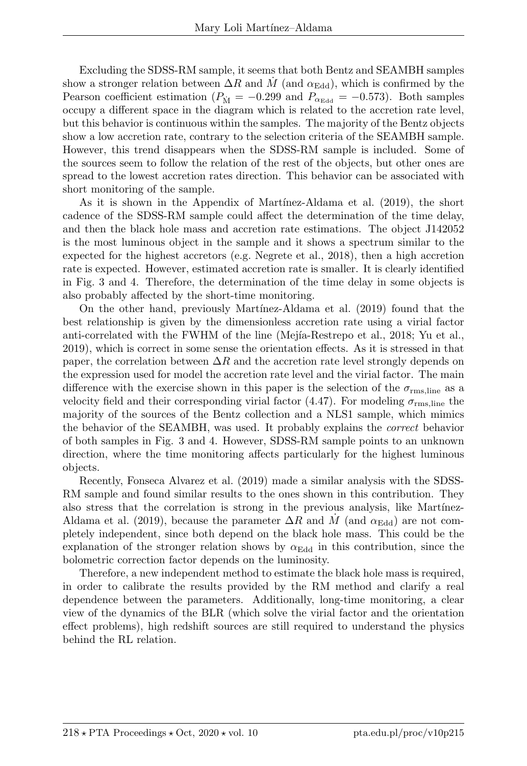Excluding the SDSS-RM sample, it seems that both Bentz and SEAMBH samples show a stronger relation between $\Delta R$ and $\dot{M}$ (and $\alpha_{\rm Edd}$), which is confirmed by the Pearson coefficient estimation ($P_{\dot{\rm M}} = -0.299$ and $P_{\alpha_{\rm Edd}} = -0.573$). Both samples occupy a different space in the diagram which is related to the accretion rate level, but this behavior is continuous within the samples. The majority of the Bentz objects show a low accretion rate, contrary to the selection criteria of the SEAMBH sample. However, this trend disappears when the SDSS-RM sample is included. Some of the sources seem to follow the relation of the rest of the objects, but other ones are spread to the lowest accretion rates direction. This behavior can be associated with short monitoring of the sample.

As it is shown in the Appendix of Martínez-Aldama et al. (2019), the short cadence of the SDSS-RM sample could affect the determination of the time delay, and then the black hole mass and accretion rate estimations. The object J142052 is the most luminous object in the sample and it shows a spectrum similar to the expected for the highest accretors (e.g. Negrete et al., 2018), then a high accretion rate is expected. However, estimated accretion rate is smaller. It is clearly identified in Fig. 3 and 4. Therefore, the determination of the time delay in some objects is also probably affected by the short-time monitoring.

On the other hand, previously Martínez-Aldama et al. (2019) found that the best relationship is given by the dimensionless accretion rate using a virial factor anti-correlated with the FWHM of the line (Mejía-Restrepo et al., 2018; Yu et al., 2019), which is correct in some sense the orientation effects. As it is stressed in that paper, the correlation between $\Delta R$ and the accretion rate level strongly depends on the expression used for model the accretion rate level and the virial factor. The main difference with the exercise shown in this paper is the selection of the $\sigma_{\rm rms,line}$ as a velocity field and their corresponding virial factor (4.47). For modeling $\sigma_{\rm rms,line}$ the majority of the sources of the Bentz collection and a NLS1 sample, which mimics the behavior of the SEAMBH, was used. It probably explains the *correct* behavior of both samples in Fig. 3 and 4. However, SDSS-RM sample points to an unknown direction, where the time monitoring affects particularly for the highest luminous objects.

Recently, Fonseca Alvarez et al. (2019) made a similar analysis with the SDSS-RM sample and found similar results to the ones shown in this contribution. They also stress that the correlation is strong in the previous analysis, like Martínez-Aldama et al. (2019), because the parameter $\Delta R$ and $\dot{M}$ (and $\alpha_{\rm Edd}$) are not completely independent, since both depend on the black hole mass. This could be the explanation of the stronger relation shows by $\alpha_{\rm Edd}$ in this contribution, since the bolometric correction factor depends on the luminosity.

Therefore, a new independent method to estimate the black hole mass is required, in order to calibrate the results provided by the RM method and clarify a real dependence between the parameters. Additionally, long-time monitoring, a clear view of the dynamics of the BLR (which solve the virial factor and the orientation effect problems), high redshift sources are still required to understand the physics behind the RL relation.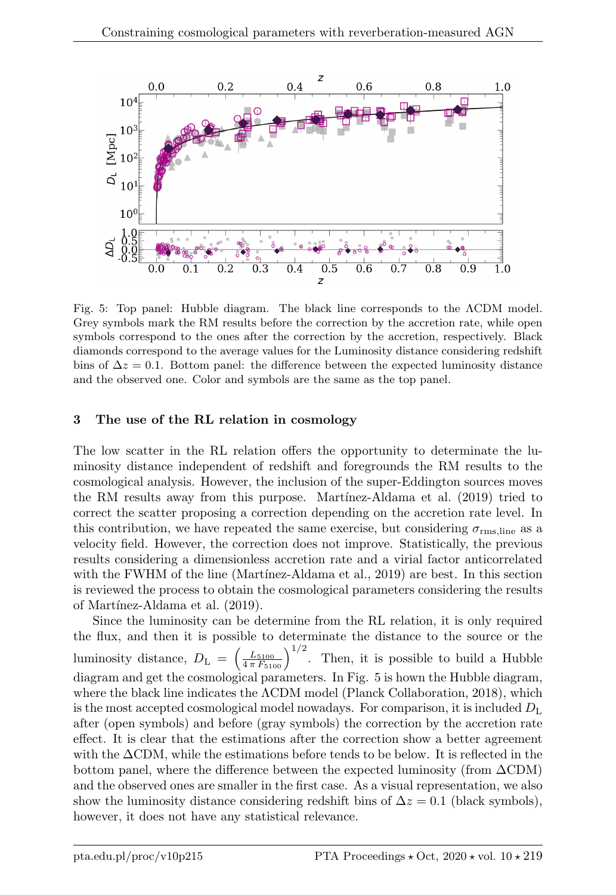Fig. 5: Top panel: Hubble diagram. The black line corresponds to the ΛCDM model. Grey symbols mark the RM results before the correction by the accretion rate, while open symbols correspond to the ones after the correction by the accretion, respectively. Black diamonds correspond to the average values for the Luminosity distance considering redshift bins of $\Delta z = 0.1$. Bottom panel: the difference between the expected luminosity distance and the observed one. Color and symbols are the same as the top panel.

## 3 The use of the RL relation in cosmology

The low scatter in the RL relation offers the opportunity to determinate the luminosity distance independent of redshift and foregrounds the RM results to the cosmological analysis. However, the inclusion of the super-Eddington sources moves the RM results away from this purpose. Martínez-Aldama et al. (2019) tried to correct the scatter proposing a correction depending on the accretion rate level. In this contribution, we have repeated the same exercise, but considering $\sigma_{\rm rms,line}$ as a velocity field. However, the correction does not improve. Statistically, the previous results considering a dimensionless accretion rate and a virial factor anticorrelated with the FWHM of the line (Martínez-Aldama et al., 2019) are best. In this section is reviewed the process to obtain the cosmological parameters considering the results of Martínez-Aldama et al. (2019).

Since the luminosity can be determine from the RL relation, it is only required the flux, and then it is possible to determinate the distance to the source or the luminosity distance, $D_{\rm L} = \left(\frac{L_{5100}}{4\,\pi\,F_{5100}}\right)^{1/2}$. Then, it is possible to build a Hubble diagram and get the cosmological parameters. In Fig. 5 is hown the Hubble diagram, where the black line indicates the ΛCDM model (Planck Collaboration, 2018), which is the most accepted cosmological model nowadays. For comparison, it is included $D_{\rm L}$ after (open symbols) and before (gray symbols) the correction by the accretion rate effect. It is clear that the estimations after the correction show a better agreement with the ΔCDM, while the estimations before tends to be below. It is reflected in the bottom panel, where the difference between the expected luminosity (from ΔCDM) and the observed ones are smaller in the first case. As a visual representation, we also show the luminosity distance considering redshift bins of $\Delta z = 0.1$ (black symbols), however, it does not have any statistical relevance.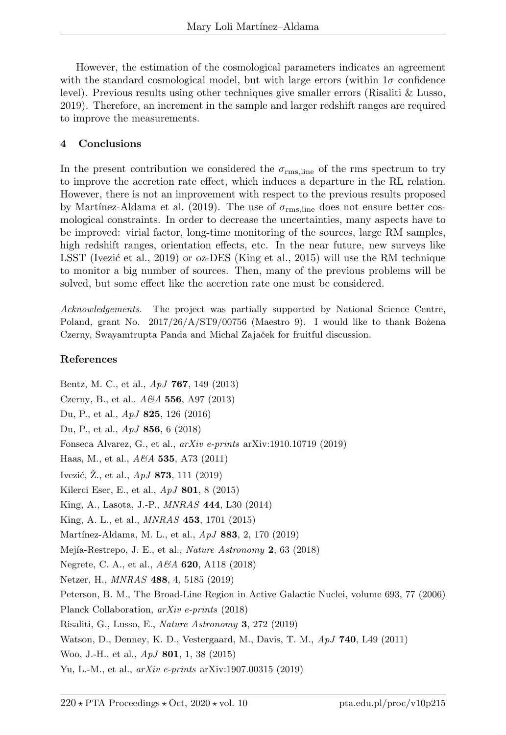However, the estimation of the cosmological parameters indicates an agreement with the standard cosmological model, but with large errors (within $1\sigma$ confidence level). Previous results using other techniques give smaller errors (Risaliti & Lusso, 2019). Therefore, an increment in the sample and larger redshift ranges are required to improve the measurements.

## 4 Conclusions

In the present contribution we considered the $\sigma_{\mathrm{rms,line}}$ of the rms spectrum to try to improve the accretion rate effect, which induces a departure in the RL relation. However, there is not an improvement with respect to the previous results proposed by Martínez-Aldama et al. (2019). The use of $\sigma_{\mathrm{rms,line}}$ does not ensure better cosmological constraints. In order to decrease the uncertainties, many aspects have to be improved: virial factor, long-time monitoring of the sources, large RM samples, high redshift ranges, orientation effects, etc. In the near future, new surveys like LSST (Ivezić et al., 2019) or oz-DES (King et al., 2015) will use the RM technique to monitor a big number of sources. Then, many of the previous problems will be solved, but some effect like the accretion rate one must be considered.

*Acknowledgements.* The project was partially supported by National Science Centre, Poland, grant No. 2017/26/A/ST9/00756 (Maestro 9). I would like to thank Bożena Czerny, Swayamtrupta Panda and Michal Zaječek for fruitful discussion.

## References

Bentz, M. C., et al., *ApJ* **767**, 149 (2013)

Czerny, B., et al., *A&A* **556**, A97 (2013)

Du, P., et al., *ApJ* **825**, 126 (2016)

Du, P., et al., *ApJ* **856**, 6 (2018)

Fonseca Alvarez, G., et al., *arXiv e-prints* arXiv:1910.10719 (2019)

Haas, M., et al., *A&A* **535**, A73 (2011)

Ivezić, Ž., et al., *ApJ* **873**, 111 (2019)

Kilerci Eser, E., et al., *ApJ* **801**, 8 (2015)

King, A., Lasota, J.-P., *MNRAS* **444**, L30 (2014)

King, A. L., et al., *MNRAS* **453**, 1701 (2015)

Martínez-Aldama, M. L., et al., *ApJ* **883**, 2, 170 (2019)

Mejía-Restrepo, J. E., et al., *Nature Astronomy* **2**, 63 (2018)

Negrete, C. A., et al., *A&A* **620**, A118 (2018)

Netzer, H., *MNRAS* **488**, 4, 5185 (2019)

Peterson, B. M., The Broad-Line Region in Active Galactic Nuclei, volume 693, 77 (2006)

Planck Collaboration, *arXiv e-prints* (2018)

Risaliti, G., Lusso, E., *Nature Astronomy* **3**, 272 (2019)

Watson, D., Denney, K. D., Vestergaard, M., Davis, T. M., *ApJ* **740**, L49 (2011)

Woo, J.-H., et al., *ApJ* **801**, 1, 38 (2015)

Yu, L.-M., et al., *arXiv e-prints* arXiv:1907.00315 (2019)